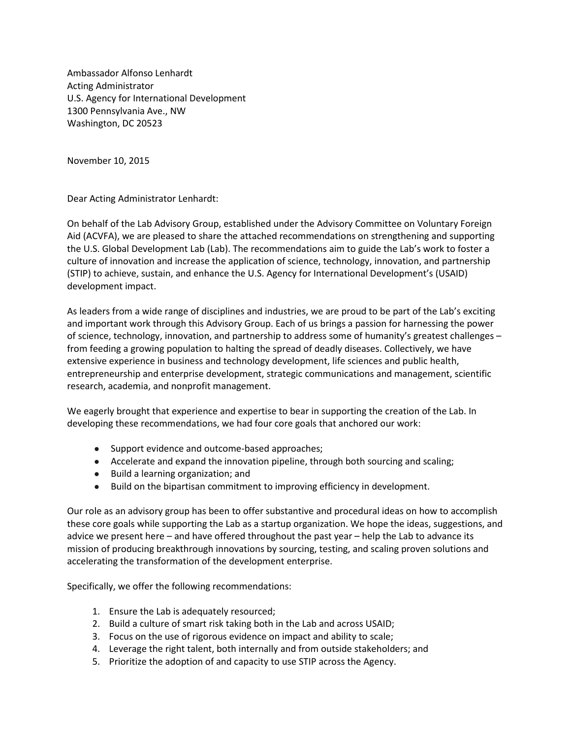Ambassador Alfonso Lenhardt
Acting Administrator
U.S. Agency for International Development
1300 Pennsylvania Ave., NW
Washington, DC 20523

November 10, 2015

Dear Acting Administrator Lenhardt:

On behalf of the Lab Advisory Group, established under the Advisory Committee on Voluntary Foreign Aid (ACVFA), we are pleased to share the attached recommendations on strengthening and supporting the U.S. Global Development Lab (Lab). The recommendations aim to guide the Lab's work to foster a culture of innovation and increase the application of science, technology, innovation, and partnership (STIP) to achieve, sustain, and enhance the U.S. Agency for International Development's (USAID) development impact.

As leaders from a wide range of disciplines and industries, we are proud to be part of the Lab's exciting and important work through this Advisory Group. Each of us brings a passion for harnessing the power of science, technology, innovation, and partnership to address some of humanity's greatest challenges – from feeding a growing population to halting the spread of deadly diseases. Collectively, we have extensive experience in business and technology development, life sciences and public health, entrepreneurship and enterprise development, strategic communications and management, scientific research, academia, and nonprofit management.

We eagerly brought that experience and expertise to bear in supporting the creation of the Lab. In developing these recommendations, we had four core goals that anchored our work:

- Support evidence and outcome-based approaches;
- Accelerate and expand the innovation pipeline, through both sourcing and scaling;
- Build a learning organization; and
- Build on the bipartisan commitment to improving efficiency in development.

Our role as an advisory group has been to offer substantive and procedural ideas on how to accomplish these core goals while supporting the Lab as a startup organization. We hope the ideas, suggestions, and advice we present here – and have offered throughout the past year – help the Lab to advance its mission of producing breakthrough innovations by sourcing, testing, and scaling proven solutions and accelerating the transformation of the development enterprise.

Specifically, we offer the following recommendations:

1. Ensure the Lab is adequately resourced;
2. Build a culture of smart risk taking both in the Lab and across USAID;
3. Focus on the use of rigorous evidence on impact and ability to scale;
4. Leverage the right talent, both internally and from outside stakeholders; and
5. Prioritize the adoption of and capacity to use STIP across the Agency.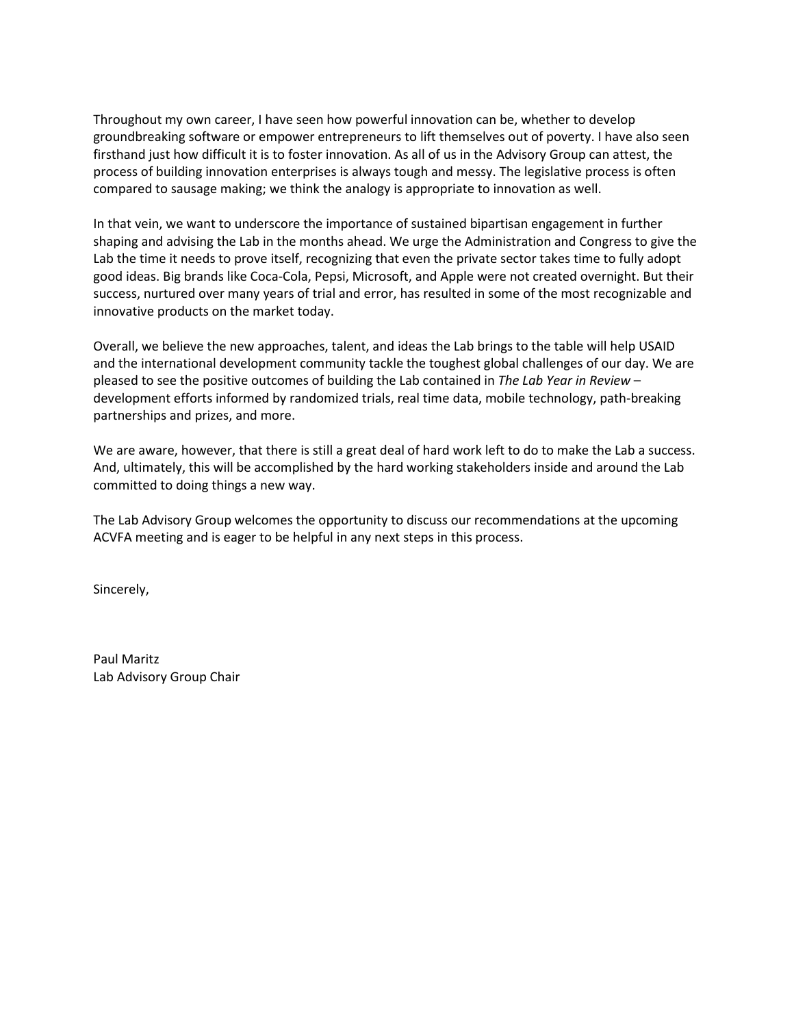Throughout my own career, I have seen how powerful innovation can be, whether to develop groundbreaking software or empower entrepreneurs to lift themselves out of poverty. I have also seen firsthand just how difficult it is to foster innovation. As all of us in the Advisory Group can attest, the process of building innovation enterprises is always tough and messy. The legislative process is often compared to sausage making; we think the analogy is appropriate to innovation as well.

In that vein, we want to underscore the importance of sustained bipartisan engagement in further shaping and advising the Lab in the months ahead. We urge the Administration and Congress to give the Lab the time it needs to prove itself, recognizing that even the private sector takes time to fully adopt good ideas. Big brands like Coca-Cola, Pepsi, Microsoft, and Apple were not created overnight. But their success, nurtured over many years of trial and error, has resulted in some of the most recognizable and innovative products on the market today.

Overall, we believe the new approaches, talent, and ideas the Lab brings to the table will help USAID and the international development community tackle the toughest global challenges of our day. We are pleased to see the positive outcomes of building the Lab contained in *The Lab Year in Review* – development efforts informed by randomized trials, real time data, mobile technology, path-breaking partnerships and prizes, and more.

We are aware, however, that there is still a great deal of hard work left to do to make the Lab a success. And, ultimately, this will be accomplished by the hard working stakeholders inside and around the Lab committed to doing things a new way.

The Lab Advisory Group welcomes the opportunity to discuss our recommendations at the upcoming ACVFA meeting and is eager to be helpful in any next steps in this process.

Sincerely,

Paul Maritz  
Lab Advisory Group Chair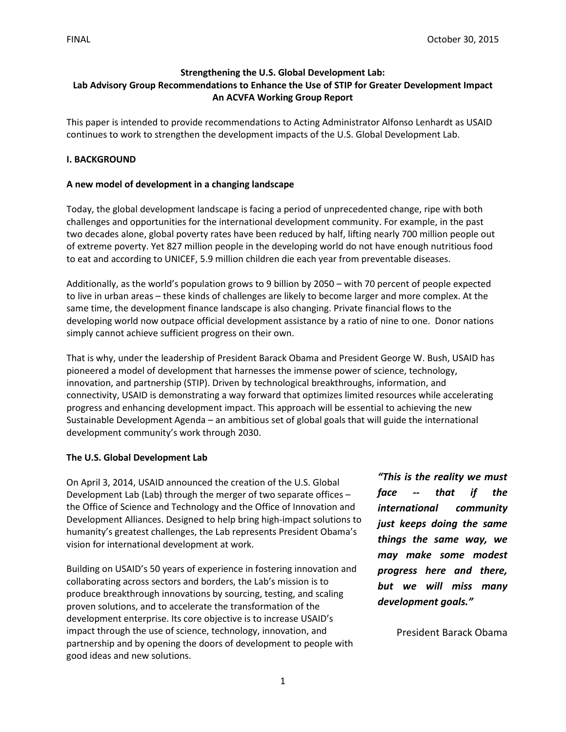FINAL October 30, 2015

**Strengthening the U.S. Global Development Lab:**
**Lab Advisory Group Recommendations to Enhance the Use of STIP for Greater Development Impact**
**An ACVFA Working Group Report**

This paper is intended to provide recommendations to Acting Administrator Alfonso Lenhardt as USAID continues to work to strengthen the development impacts of the U.S. Global Development Lab.

## I. BACKGROUND

### A new model of development in a changing landscape

Today, the global development landscape is facing a period of unprecedented change, ripe with both challenges and opportunities for the international development community. For example, in the past two decades alone, global poverty rates have been reduced by half, lifting nearly 700 million people out of extreme poverty. Yet 827 million people in the developing world do not have enough nutritious food to eat and according to UNICEF, 5.9 million children die each year from preventable diseases.

Additionally, as the world's population grows to 9 billion by 2050 – with 70 percent of people expected to live in urban areas – these kinds of challenges are likely to become larger and more complex. At the same time, the development finance landscape is also changing. Private financial flows to the developing world now outpace official development assistance by a ratio of nine to one. Donor nations simply cannot achieve sufficient progress on their own.

That is why, under the leadership of President Barack Obama and President George W. Bush, USAID has pioneered a model of development that harnesses the immense power of science, technology, innovation, and partnership (STIP). Driven by technological breakthroughs, information, and connectivity, USAID is demonstrating a way forward that optimizes limited resources while accelerating progress and enhancing development impact. This approach will be essential to achieving the new Sustainable Development Agenda – an ambitious set of global goals that will guide the international development community's work through 2030.

### The U.S. Global Development Lab

On April 3, 2014, USAID announced the creation of the U.S. Global Development Lab (Lab) through the merger of two separate offices – the Office of Science and Technology and the Office of Innovation and Development Alliances. Designed to help bring high-impact solutions to humanity's greatest challenges, the Lab represents President Obama's vision for international development at work.

Building on USAID's 50 years of experience in fostering innovation and collaborating across sectors and borders, the Lab's mission is to produce breakthrough innovations by sourcing, testing, and scaling proven solutions, and to accelerate the transformation of the development enterprise. Its core objective is to increase USAID's impact through the use of science, technology, innovation, and partnership and by opening the doors of development to people with good ideas and new solutions.

> ***"This is the reality we must face -- that if the international community just keeps doing the same things the same way, we may make some modest progress here and there, but we will miss many development goals."***
>
> President Barack Obama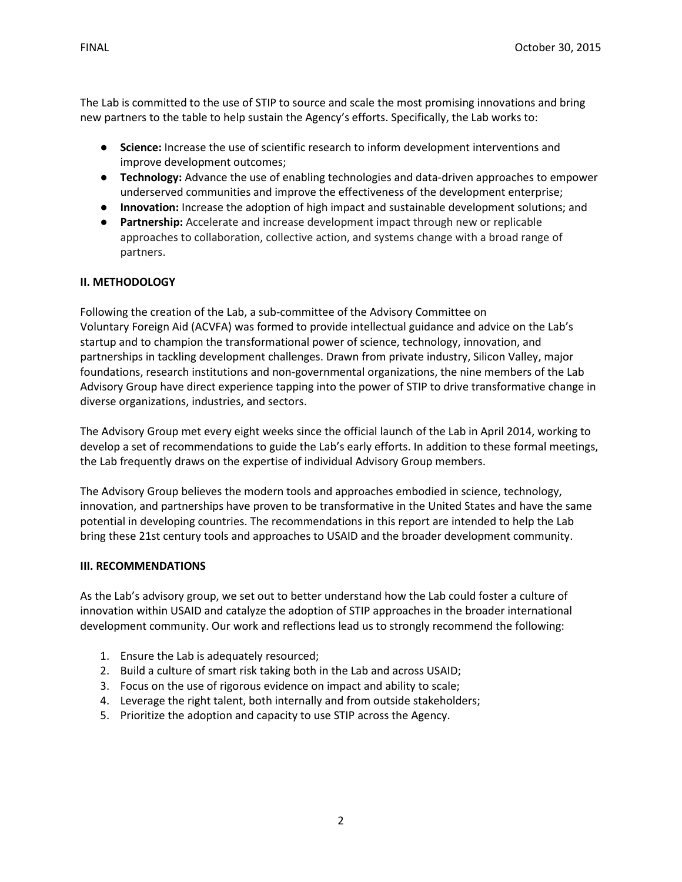The Lab is committed to the use of STIP to source and scale the most promising innovations and bring new partners to the table to help sustain the Agency's efforts. Specifically, the Lab works to:

- **Science:** Increase the use of scientific research to inform development interventions and improve development outcomes;
- **Technology:** Advance the use of enabling technologies and data-driven approaches to empower underserved communities and improve the effectiveness of the development enterprise;
- **Innovation:** Increase the adoption of high impact and sustainable development solutions; and
- **Partnership:** Accelerate and increase development impact through new or replicable approaches to collaboration, collective action, and systems change with a broad range of partners.

## II. METHODOLOGY

Following the creation of the Lab, a sub-committee of the Advisory Committee on Voluntary Foreign Aid (ACVFA) was formed to provide intellectual guidance and advice on the Lab's startup and to champion the transformational power of science, technology, innovation, and partnerships in tackling development challenges. Drawn from private industry, Silicon Valley, major foundations, research institutions and non-governmental organizations, the nine members of the Lab Advisory Group have direct experience tapping into the power of STIP to drive transformative change in diverse organizations, industries, and sectors.

The Advisory Group met every eight weeks since the official launch of the Lab in April 2014, working to develop a set of recommendations to guide the Lab's early efforts. In addition to these formal meetings, the Lab frequently draws on the expertise of individual Advisory Group members.

The Advisory Group believes the modern tools and approaches embodied in science, technology, innovation, and partnerships have proven to be transformative in the United States and have the same potential in developing countries. The recommendations in this report are intended to help the Lab bring these 21st century tools and approaches to USAID and the broader development community.

## III. RECOMMENDATIONS

As the Lab's advisory group, we set out to better understand how the Lab could foster a culture of innovation within USAID and catalyze the adoption of STIP approaches in the broader international development community. Our work and reflections lead us to strongly recommend the following:

1. Ensure the Lab is adequately resourced;
2. Build a culture of smart risk taking both in the Lab and across USAID;
3. Focus on the use of rigorous evidence on impact and ability to scale;
4. Leverage the right talent, both internally and from outside stakeholders;
5. Prioritize the adoption and capacity to use STIP across the Agency.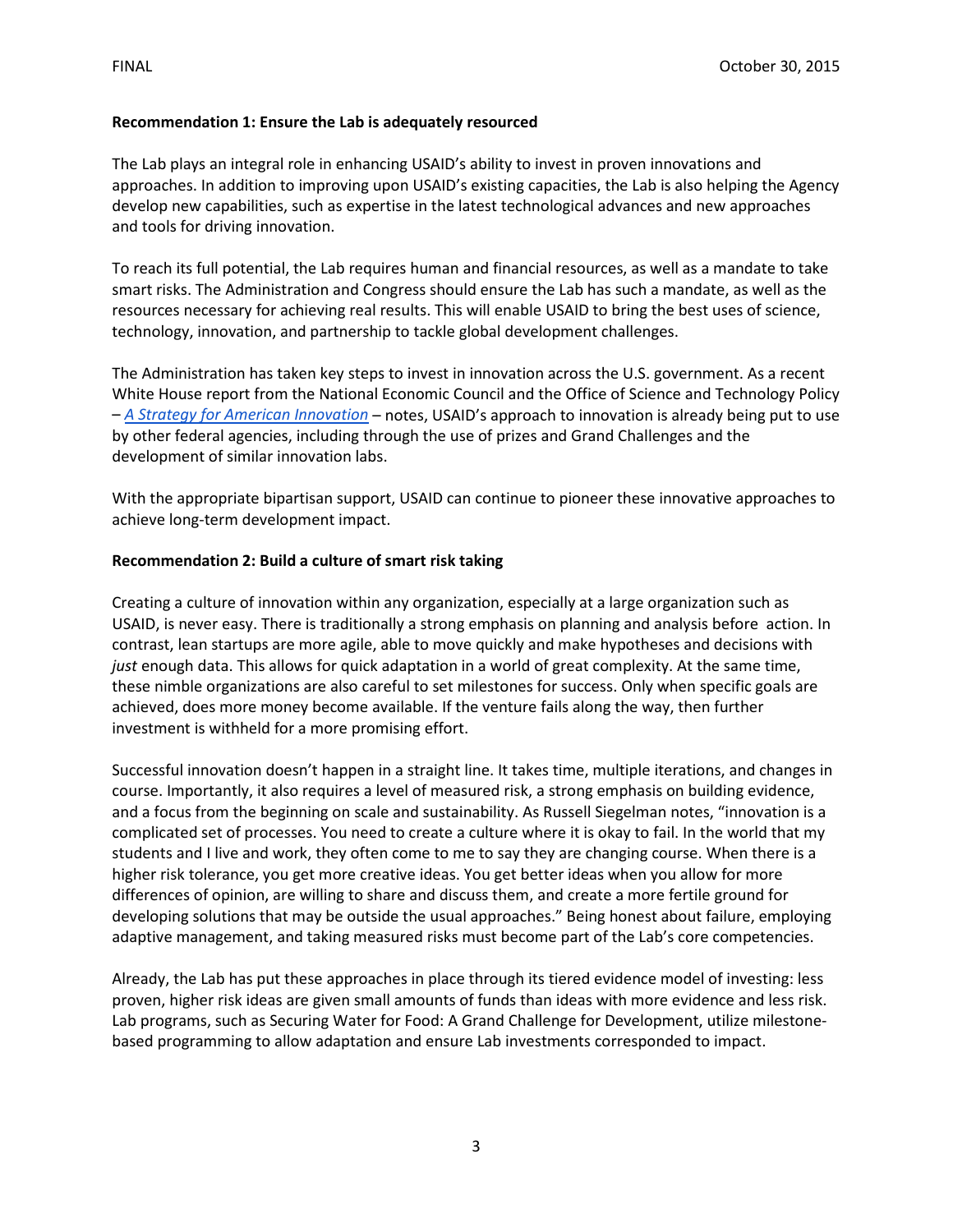**Recommendation 1: Ensure the Lab is adequately resourced**

The Lab plays an integral role in enhancing USAID's ability to invest in proven innovations and approaches. In addition to improving upon USAID's existing capacities, the Lab is also helping the Agency develop new capabilities, such as expertise in the latest technological advances and new approaches and tools for driving innovation.

To reach its full potential, the Lab requires human and financial resources, as well as a mandate to take smart risks. The Administration and Congress should ensure the Lab has such a mandate, as well as the resources necessary for achieving real results. This will enable USAID to bring the best uses of science, technology, innovation, and partnership to tackle global development challenges.

The Administration has taken key steps to invest in innovation across the U.S. government. As a recent White House report from the National Economic Council and the Office of Science and Technology Policy – *A Strategy for American Innovation* – notes, USAID's approach to innovation is already being put to use by other federal agencies, including through the use of prizes and Grand Challenges and the development of similar innovation labs.

With the appropriate bipartisan support, USAID can continue to pioneer these innovative approaches to achieve long-term development impact.

**Recommendation 2: Build a culture of smart risk taking**

Creating a culture of innovation within any organization, especially at a large organization such as USAID, is never easy. There is traditionally a strong emphasis on planning and analysis before action. In contrast, lean startups are more agile, able to move quickly and make hypotheses and decisions with *just* enough data. This allows for quick adaptation in a world of great complexity. At the same time, these nimble organizations are also careful to set milestones for success. Only when specific goals are achieved, does more money become available. If the venture fails along the way, then further investment is withheld for a more promising effort.

Successful innovation doesn't happen in a straight line. It takes time, multiple iterations, and changes in course. Importantly, it also requires a level of measured risk, a strong emphasis on building evidence, and a focus from the beginning on scale and sustainability. As Russell Siegelman notes, "innovation is a complicated set of processes. You need to create a culture where it is okay to fail. In the world that my students and I live and work, they often come to me to say they are changing course. When there is a higher risk tolerance, you get more creative ideas. You get better ideas when you allow for more differences of opinion, are willing to share and discuss them, and create a more fertile ground for developing solutions that may be outside the usual approaches." Being honest about failure, employing adaptive management, and taking measured risks must become part of the Lab's core competencies.

Already, the Lab has put these approaches in place through its tiered evidence model of investing: less proven, higher risk ideas are given small amounts of funds than ideas with more evidence and less risk. Lab programs, such as Securing Water for Food: A Grand Challenge for Development, utilize milestone-based programming to allow adaptation and ensure Lab investments corresponded to impact.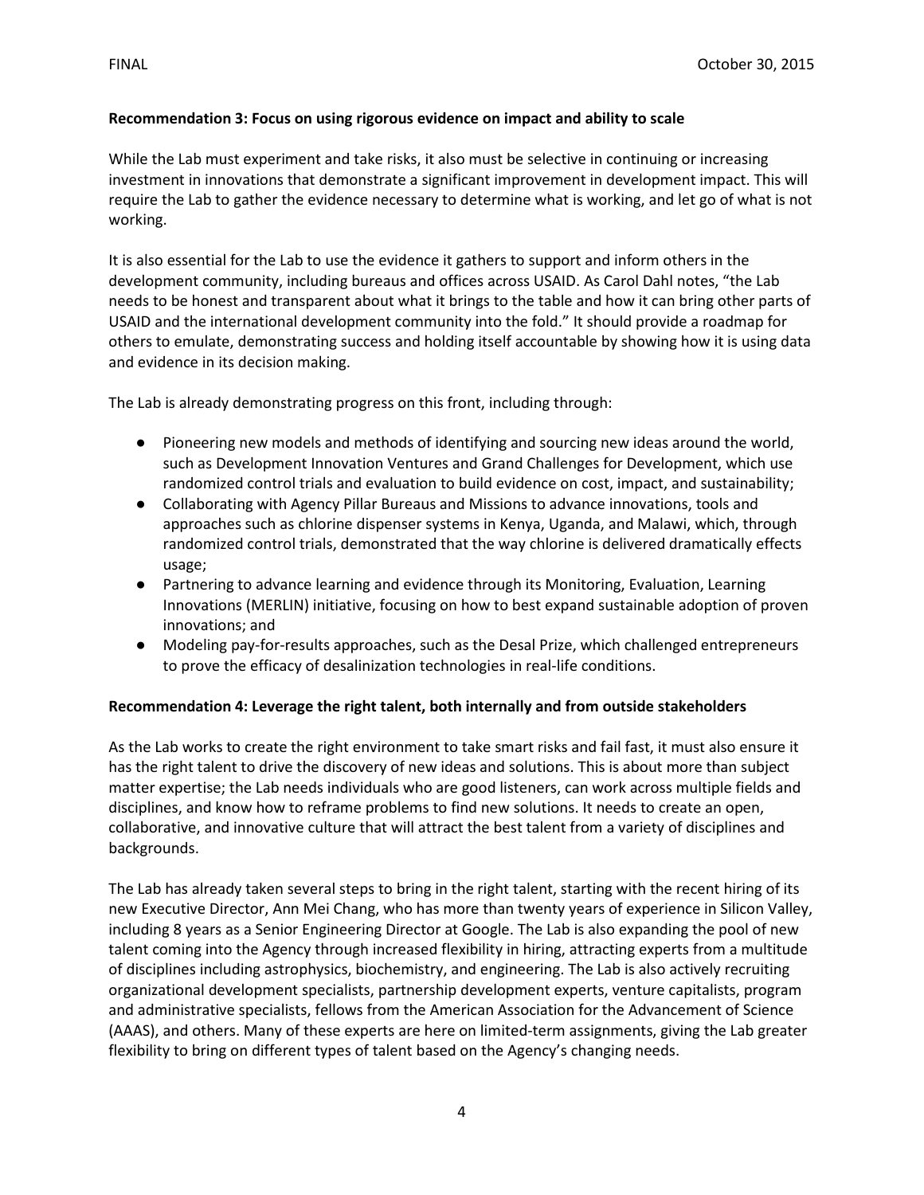**Recommendation 3: Focus on using rigorous evidence on impact and ability to scale**

While the Lab must experiment and take risks, it also must be selective in continuing or increasing investment in innovations that demonstrate a significant improvement in development impact. This will require the Lab to gather the evidence necessary to determine what is working, and let go of what is not working.

It is also essential for the Lab to use the evidence it gathers to support and inform others in the development community, including bureaus and offices across USAID. As Carol Dahl notes, "the Lab needs to be honest and transparent about what it brings to the table and how it can bring other parts of USAID and the international development community into the fold." It should provide a roadmap for others to emulate, demonstrating success and holding itself accountable by showing how it is using data and evidence in its decision making.

The Lab is already demonstrating progress on this front, including through:

- Pioneering new models and methods of identifying and sourcing new ideas around the world, such as Development Innovation Ventures and Grand Challenges for Development, which use randomized control trials and evaluation to build evidence on cost, impact, and sustainability;
- Collaborating with Agency Pillar Bureaus and Missions to advance innovations, tools and approaches such as chlorine dispenser systems in Kenya, Uganda, and Malawi, which, through randomized control trials, demonstrated that the way chlorine is delivered dramatically effects usage;
- Partnering to advance learning and evidence through its Monitoring, Evaluation, Learning Innovations (MERLIN) initiative, focusing on how to best expand sustainable adoption of proven innovations; and
- Modeling pay-for-results approaches, such as the Desal Prize, which challenged entrepreneurs to prove the efficacy of desalinization technologies in real-life conditions.

**Recommendation 4: Leverage the right talent, both internally and from outside stakeholders**

As the Lab works to create the right environment to take smart risks and fail fast, it must also ensure it has the right talent to drive the discovery of new ideas and solutions. This is about more than subject matter expertise; the Lab needs individuals who are good listeners, can work across multiple fields and disciplines, and know how to reframe problems to find new solutions. It needs to create an open, collaborative, and innovative culture that will attract the best talent from a variety of disciplines and backgrounds.

The Lab has already taken several steps to bring in the right talent, starting with the recent hiring of its new Executive Director, Ann Mei Chang, who has more than twenty years of experience in Silicon Valley, including 8 years as a Senior Engineering Director at Google. The Lab is also expanding the pool of new talent coming into the Agency through increased flexibility in hiring, attracting experts from a multitude of disciplines including astrophysics, biochemistry, and engineering. The Lab is also actively recruiting organizational development specialists, partnership development experts, venture capitalists, program and administrative specialists, fellows from the American Association for the Advancement of Science (AAAS), and others. Many of these experts are here on limited-term assignments, giving the Lab greater flexibility to bring on different types of talent based on the Agency's changing needs.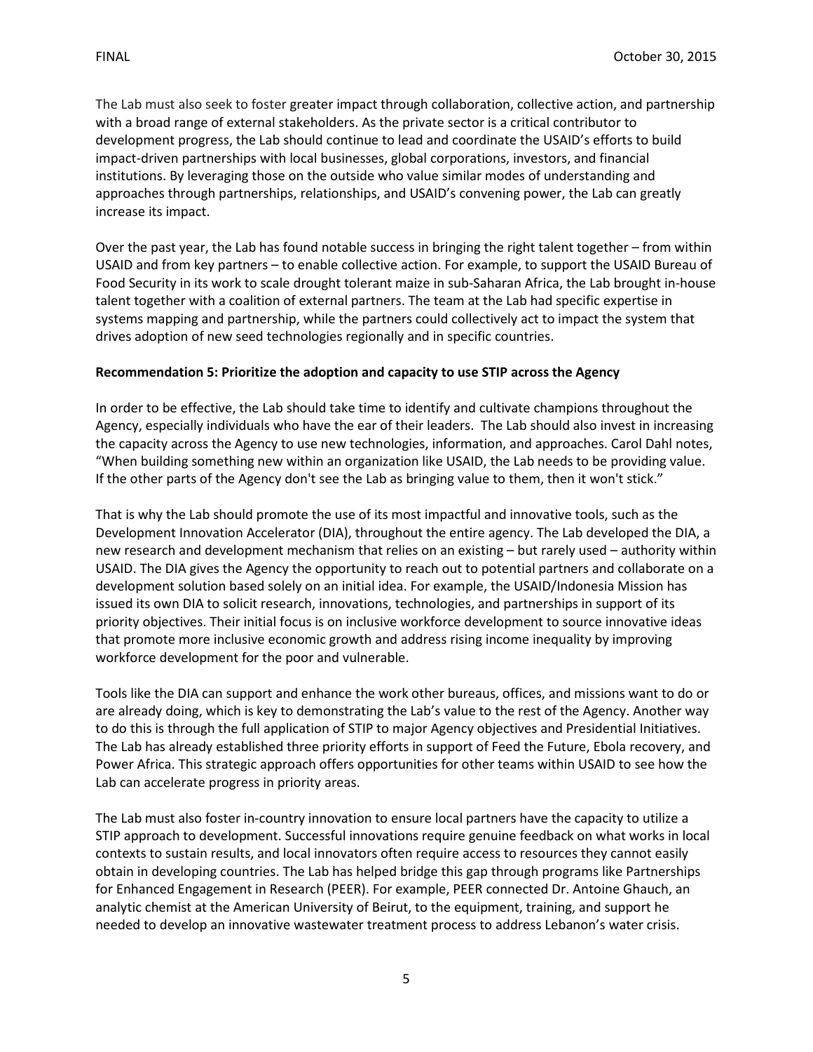The Lab must also seek to foster greater impact through collaboration, collective action, and partnership with a broad range of external stakeholders. As the private sector is a critical contributor to development progress, the Lab should continue to lead and coordinate the USAID's efforts to build impact-driven partnerships with local businesses, global corporations, investors, and financial institutions. By leveraging those on the outside who value similar modes of understanding and approaches through partnerships, relationships, and USAID's convening power, the Lab can greatly increase its impact.

Over the past year, the Lab has found notable success in bringing the right talent together – from within USAID and from key partners – to enable collective action. For example, to support the USAID Bureau of Food Security in its work to scale drought tolerant maize in sub-Saharan Africa, the Lab brought in-house talent together with a coalition of external partners. The team at the Lab had specific expertise in systems mapping and partnership, while the partners could collectively act to impact the system that drives adoption of new seed technologies regionally and in specific countries.

**Recommendation 5: Prioritize the adoption and capacity to use STIP across the Agency**

In order to be effective, the Lab should take time to identify and cultivate champions throughout the Agency, especially individuals who have the ear of their leaders. The Lab should also invest in increasing the capacity across the Agency to use new technologies, information, and approaches. Carol Dahl notes, "When building something new within an organization like USAID, the Lab needs to be providing value. If the other parts of the Agency don't see the Lab as bringing value to them, then it won't stick."

That is why the Lab should promote the use of its most impactful and innovative tools, such as the Development Innovation Accelerator (DIA), throughout the entire agency. The Lab developed the DIA, a new research and development mechanism that relies on an existing – but rarely used – authority within USAID. The DIA gives the Agency the opportunity to reach out to potential partners and collaborate on a development solution based solely on an initial idea. For example, the USAID/Indonesia Mission has issued its own DIA to solicit research, innovations, technologies, and partnerships in support of its priority objectives. Their initial focus is on inclusive workforce development to source innovative ideas that promote more inclusive economic growth and address rising income inequality by improving workforce development for the poor and vulnerable.

Tools like the DIA can support and enhance the work other bureaus, offices, and missions want to do or are already doing, which is key to demonstrating the Lab's value to the rest of the Agency. Another way to do this is through the full application of STIP to major Agency objectives and Presidential Initiatives. The Lab has already established three priority efforts in support of Feed the Future, Ebola recovery, and Power Africa. This strategic approach offers opportunities for other teams within USAID to see how the Lab can accelerate progress in priority areas.

The Lab must also foster in-country innovation to ensure local partners have the capacity to utilize a STIP approach to development. Successful innovations require genuine feedback on what works in local contexts to sustain results, and local innovators often require access to resources they cannot easily obtain in developing countries. The Lab has helped bridge this gap through programs like Partnerships for Enhanced Engagement in Research (PEER). For example, PEER connected Dr. Antoine Ghauch, an analytic chemist at the American University of Beirut, to the equipment, training, and support he needed to develop an innovative wastewater treatment process to address Lebanon's water crisis.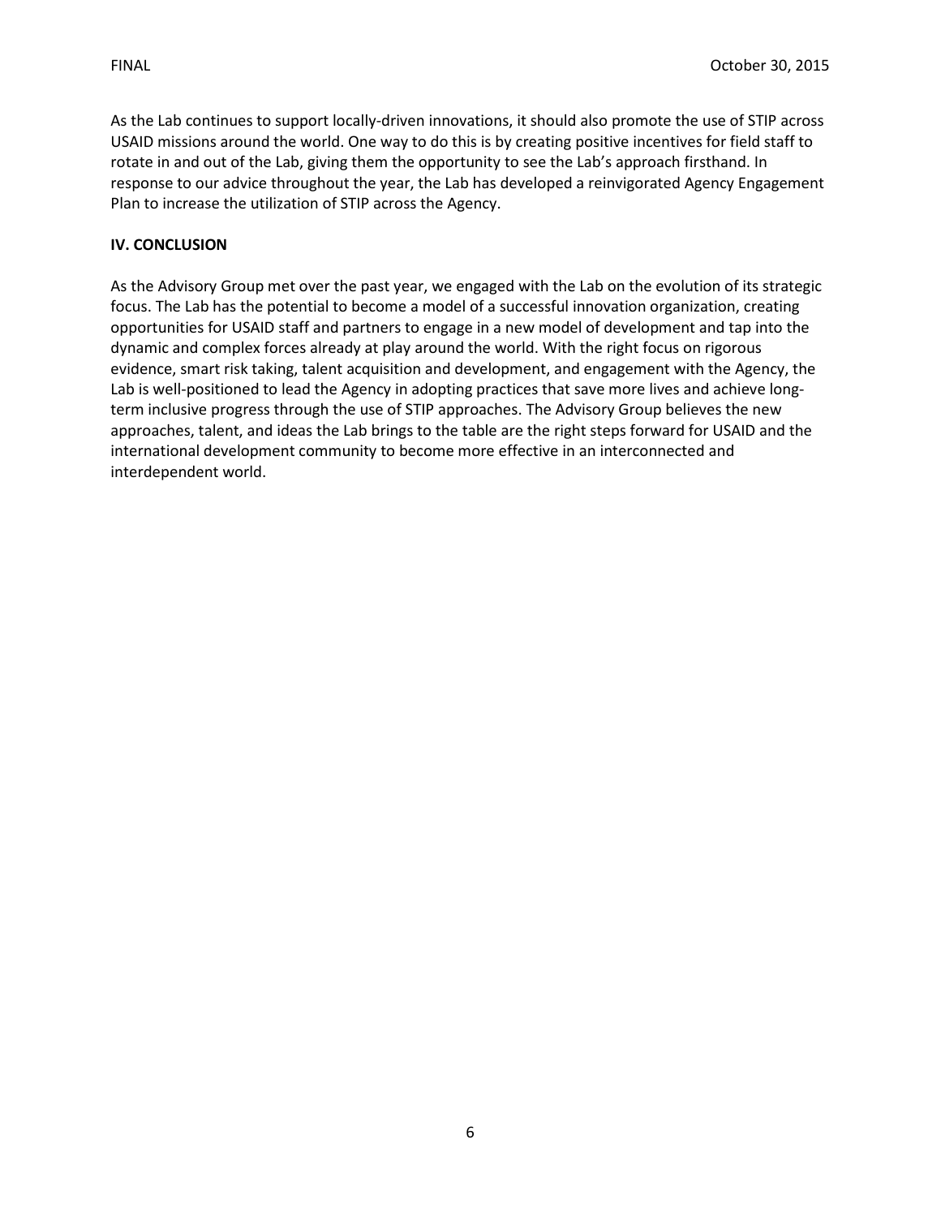As the Lab continues to support locally-driven innovations, it should also promote the use of STIP across USAID missions around the world. One way to do this is by creating positive incentives for field staff to rotate in and out of the Lab, giving them the opportunity to see the Lab's approach firsthand. In response to our advice throughout the year, the Lab has developed a reinvigorated Agency Engagement Plan to increase the utilization of STIP across the Agency.

## IV. CONCLUSION

As the Advisory Group met over the past year, we engaged with the Lab on the evolution of its strategic focus. The Lab has the potential to become a model of a successful innovation organization, creating opportunities for USAID staff and partners to engage in a new model of development and tap into the dynamic and complex forces already at play around the world. With the right focus on rigorous evidence, smart risk taking, talent acquisition and development, and engagement with the Agency, the Lab is well-positioned to lead the Agency in adopting practices that save more lives and achieve long-term inclusive progress through the use of STIP approaches. The Advisory Group believes the new approaches, talent, and ideas the Lab brings to the table are the right steps forward for USAID and the international development community to become more effective in an interconnected and interdependent world.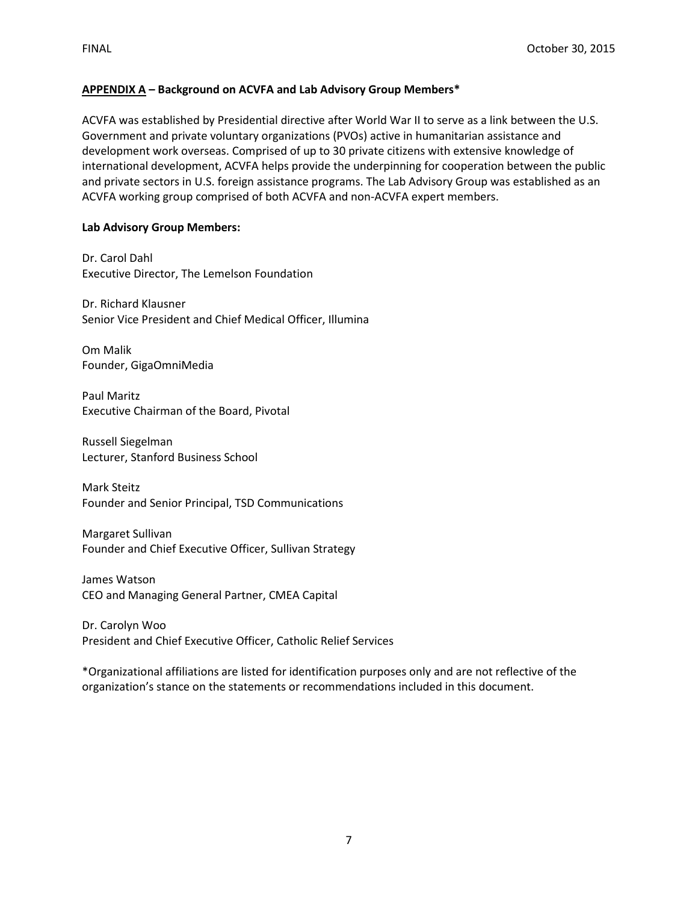**<u>APPENDIX A</u> – Background on ACVFA and Lab Advisory Group Members***

ACVFA was established by Presidential directive after World War II to serve as a link between the U.S. Government and private voluntary organizations (PVOs) active in humanitarian assistance and development work overseas. Comprised of up to 30 private citizens with extensive knowledge of international development, ACVFA helps provide the underpinning for cooperation between the public and private sectors in U.S. foreign assistance programs. The Lab Advisory Group was established as an ACVFA working group comprised of both ACVFA and non-ACVFA expert members.

**Lab Advisory Group Members:**

Dr. Carol Dahl
Executive Director, The Lemelson Foundation

Dr. Richard Klausner
Senior Vice President and Chief Medical Officer, Illumina

Om Malik
Founder, GigaOmniMedia

Paul Maritz
Executive Chairman of the Board, Pivotal

Russell Siegelman
Lecturer, Stanford Business School

Mark Steitz
Founder and Senior Principal, TSD Communications

Margaret Sullivan
Founder and Chief Executive Officer, Sullivan Strategy

James Watson
CEO and Managing General Partner, CMEA Capital

Dr. Carolyn Woo
President and Chief Executive Officer, Catholic Relief Services

*Organizational affiliations are listed for identification purposes only and are not reflective of the organization's stance on the statements or recommendations included in this document.